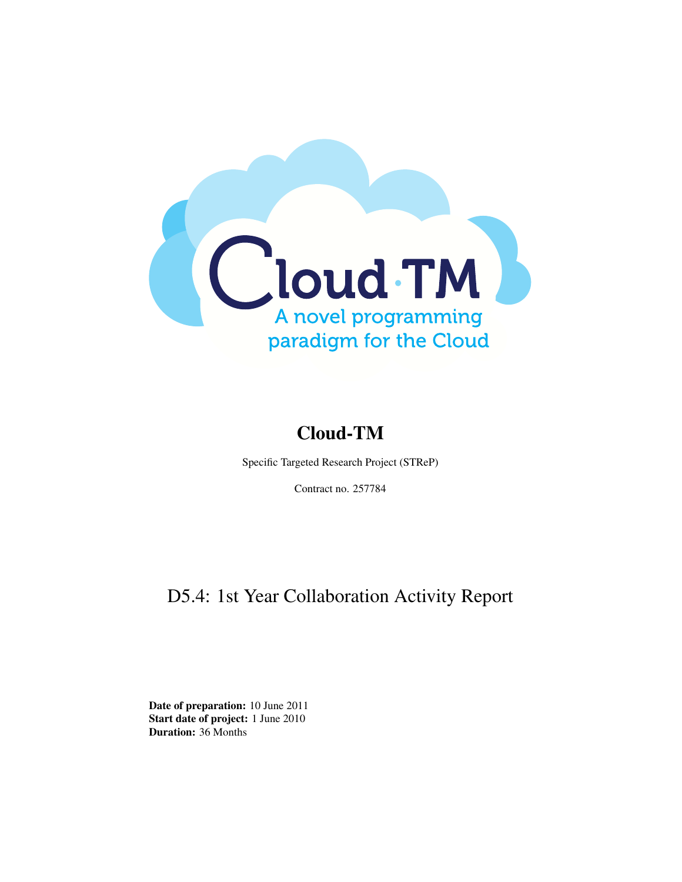# Cloud-TM

Specific Targeted Research Project (STReP)

Contract no. 257784

## D5.4: 1st Year Collaboration Activity Report

**Date of preparation:** 10 June 2011
**Start date of project:** 1 June 2010
**Duration:** 36 Months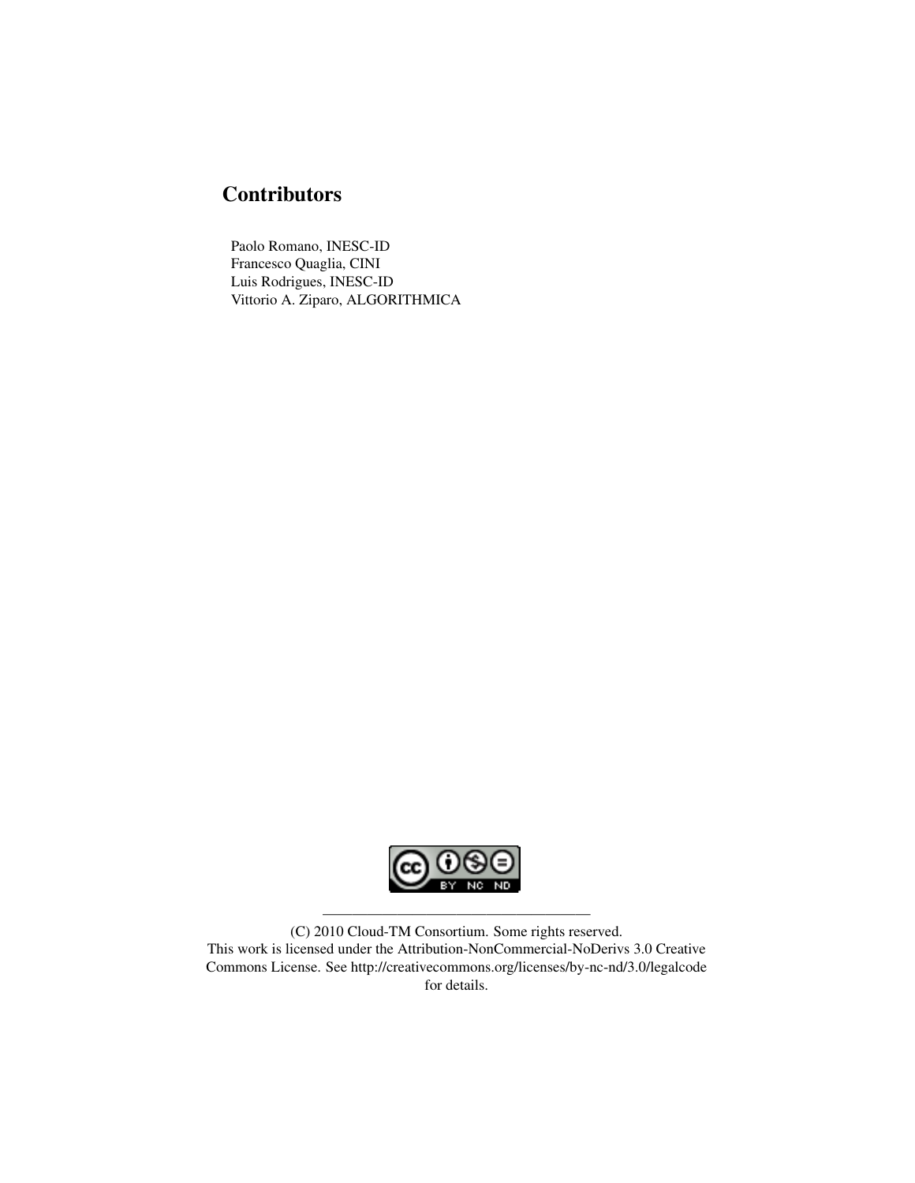## Contributors

Paolo Romano, INESC-ID
Francesco Quaglia, CINI
Luis Rodrigues, INESC-ID
Vittorio A. Ziparo, ALGORITHMICA

---

(C) 2010 Cloud-TM Consortium. Some rights reserved.
This work is licensed under the Attribution-NonCommercial-NoDerivs 3.0 Creative Commons License. See http://creativecommons.org/licenses/by-nc-nd/3.0/legalcode for details.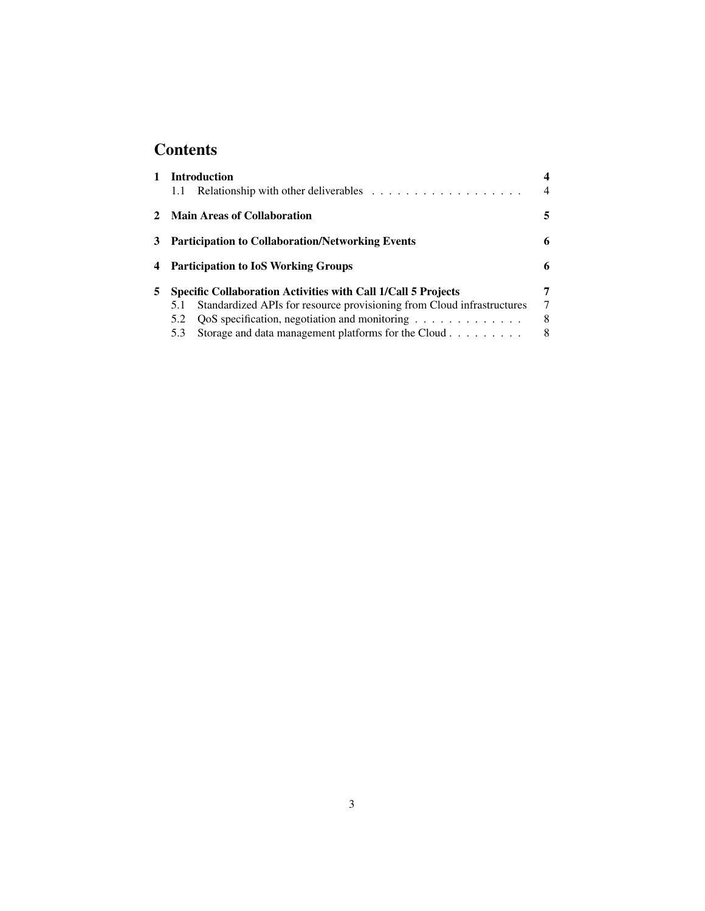# Contents

**1 Introduction** **4**

1.1 Relationship with other deliverables . . . . . . . . . . . . . . . . . . 4

**2 Main Areas of Collaboration** **5**

**3 Participation to Collaboration/Networking Events** **6**

**4 Participation to IoS Working Groups** **6**

**5 Specific Collaboration Activities with Call 1/Call 5 Projects** **7**

5.1 Standardized APIs for resource provisioning from Cloud infrastructures 7

5.2 QoS specification, negotiation and monitoring . . . . . . . . . . . . . 8

5.3 Storage and data management platforms for the Cloud . . . . . . . . . 8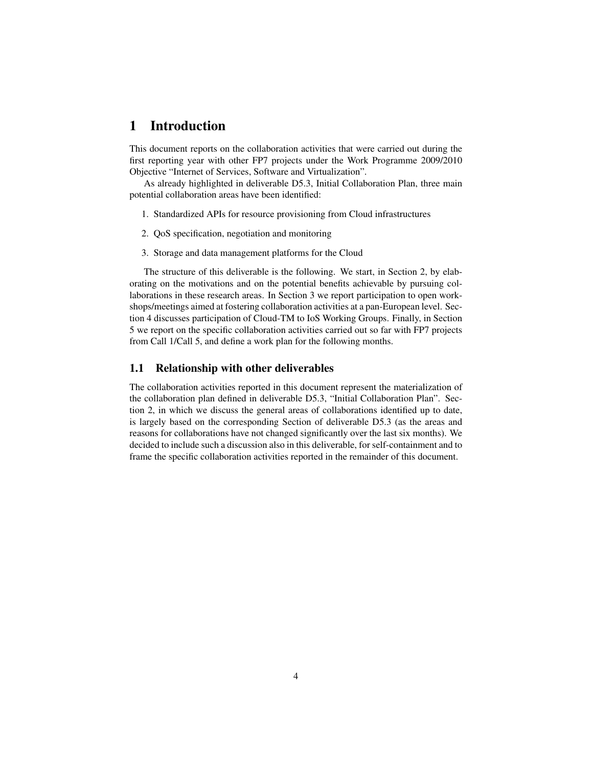# 1 Introduction

This document reports on the collaboration activities that were carried out during the first reporting year with other FP7 projects under the Work Programme 2009/2010 Objective "Internet of Services, Software and Virtualization".

As already highlighted in deliverable D5.3, Initial Collaboration Plan, three main potential collaboration areas have been identified:

1. Standardized APIs for resource provisioning from Cloud infrastructures
2. QoS specification, negotiation and monitoring
3. Storage and data management platforms for the Cloud

The structure of this deliverable is the following. We start, in Section 2, by elaborating on the motivations and on the potential benefits achievable by pursuing collaborations in these research areas. In Section 3 we report participation to open workshops/meetings aimed at fostering collaboration activities at a pan-European level. Section 4 discusses participation of Cloud-TM to IoS Working Groups. Finally, in Section 5 we report on the specific collaboration activities carried out so far with FP7 projects from Call 1/Call 5, and define a work plan for the following months.

## 1.1 Relationship with other deliverables

The collaboration activities reported in this document represent the materialization of the collaboration plan defined in deliverable D5.3, "Initial Collaboration Plan". Section 2, in which we discuss the general areas of collaborations identified up to date, is largely based on the corresponding Section of deliverable D5.3 (as the areas and reasons for collaborations have not changed significantly over the last six months). We decided to include such a discussion also in this deliverable, for self-containment and to frame the specific collaboration activities reported in the remainder of this document.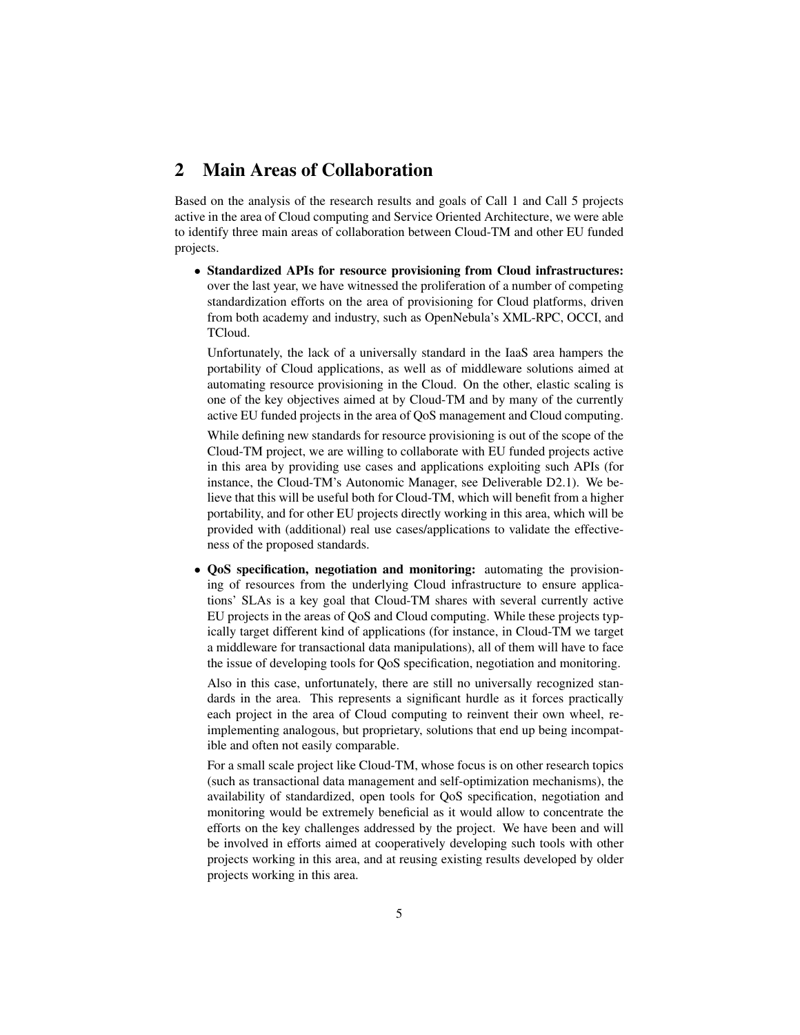## 2 Main Areas of Collaboration

Based on the analysis of the research results and goals of Call 1 and Call 5 projects active in the area of Cloud computing and Service Oriented Architecture, we were able to identify three main areas of collaboration between Cloud-TM and other EU funded projects.

- **Standardized APIs for resource provisioning from Cloud infrastructures:** over the last year, we have witnessed the proliferation of a number of competing standardization efforts on the area of provisioning for Cloud platforms, driven from both academy and industry, such as OpenNebula's XML-RPC, OCCI, and TCloud.

  Unfortunately, the lack of a universally standard in the IaaS area hampers the portability of Cloud applications, as well as of middleware solutions aimed at automating resource provisioning in the Cloud. On the other, elastic scaling is one of the key objectives aimed at by Cloud-TM and by many of the currently active EU funded projects in the area of QoS management and Cloud computing.

  While defining new standards for resource provisioning is out of the scope of the Cloud-TM project, we are willing to collaborate with EU funded projects active in this area by providing use cases and applications exploiting such APIs (for instance, the Cloud-TM's Autonomic Manager, see Deliverable D2.1). We believe that this will be useful both for Cloud-TM, which will benefit from a higher portability, and for other EU projects directly working in this area, which will be provided with (additional) real use cases/applications to validate the effectiveness of the proposed standards.

- **QoS specification, negotiation and monitoring:** automating the provisioning of resources from the underlying Cloud infrastructure to ensure applications' SLAs is a key goal that Cloud-TM shares with several currently active EU projects in the areas of QoS and Cloud computing. While these projects typically target different kind of applications (for instance, in Cloud-TM we target a middleware for transactional data manipulations), all of them will have to face the issue of developing tools for QoS specification, negotiation and monitoring.

  Also in this case, unfortunately, there are still no universally recognized standards in the area. This represents a significant hurdle as it forces practically each project in the area of Cloud computing to reinvent their own wheel, reimplementing analogous, but proprietary, solutions that end up being incompatible and often not easily comparable.

  For a small scale project like Cloud-TM, whose focus is on other research topics (such as transactional data management and self-optimization mechanisms), the availability of standardized, open tools for QoS specification, negotiation and monitoring would be extremely beneficial as it would allow to concentrate the efforts on the key challenges addressed by the project. We have been and will be involved in efforts aimed at cooperatively developing such tools with other projects working in this area, and at reusing existing results developed by older projects working in this area.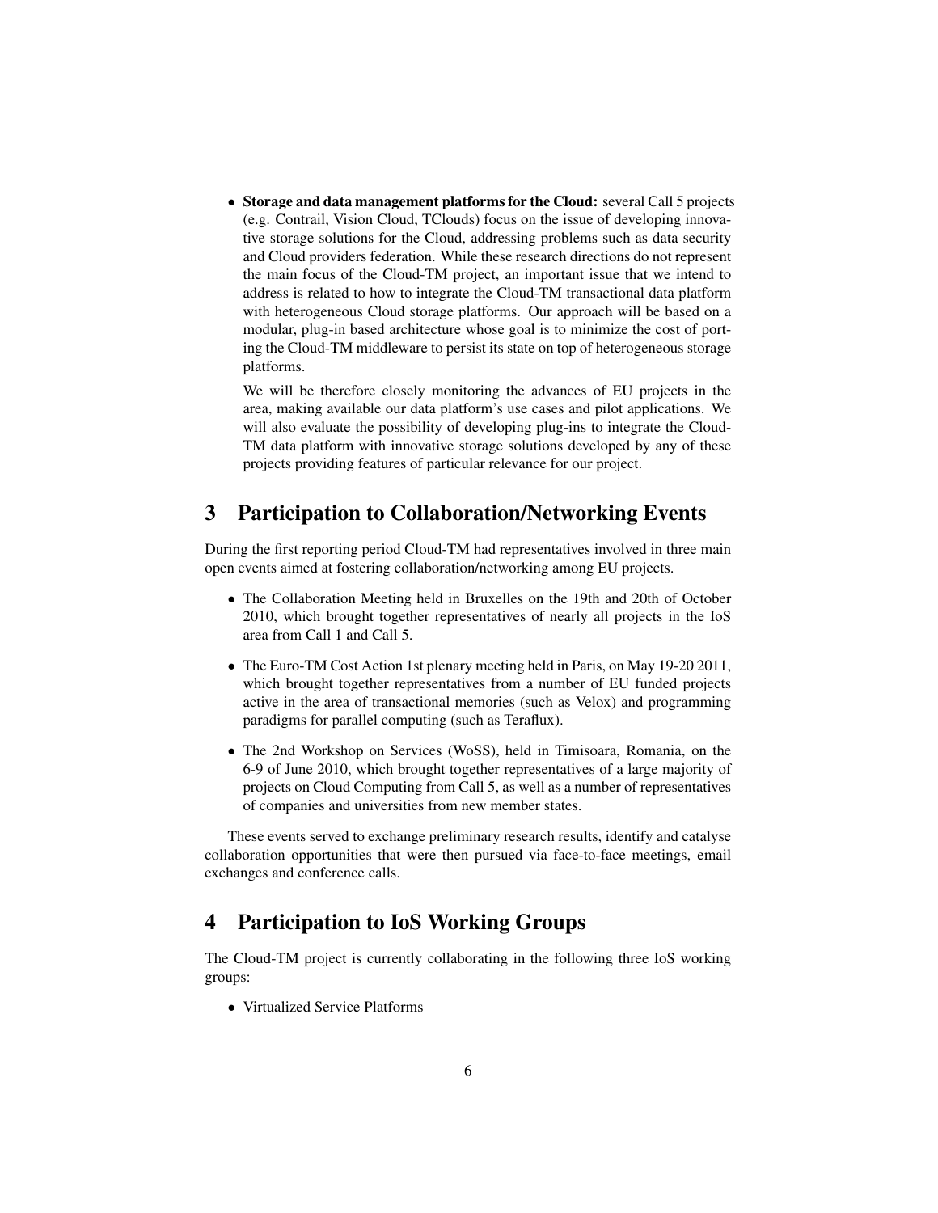- **Storage and data management platforms for the Cloud:** several Call 5 projects (e.g. Contrail, Vision Cloud, TClouds) focus on the issue of developing innovative storage solutions for the Cloud, addressing problems such as data security and Cloud providers federation. While these research directions do not represent the main focus of the Cloud-TM project, an important issue that we intend to address is related to how to integrate the Cloud-TM transactional data platform with heterogeneous Cloud storage platforms. Our approach will be based on a modular, plug-in based architecture whose goal is to minimize the cost of porting the Cloud-TM middleware to persist its state on top of heterogeneous storage platforms.

  We will be therefore closely monitoring the advances of EU projects in the area, making available our data platform's use cases and pilot applications. We will also evaluate the possibility of developing plug-ins to integrate the Cloud-TM data platform with innovative storage solutions developed by any of these projects providing features of particular relevance for our project.

# 3 Participation to Collaboration/Networking Events

During the first reporting period Cloud-TM had representatives involved in three main open events aimed at fostering collaboration/networking among EU projects.

- The Collaboration Meeting held in Bruxelles on the 19th and 20th of October 2010, which brought together representatives of nearly all projects in the IoS area from Call 1 and Call 5.
- The Euro-TM Cost Action 1st plenary meeting held in Paris, on May 19-20 2011, which brought together representatives from a number of EU funded projects active in the area of transactional memories (such as Velox) and programming paradigms for parallel computing (such as Teraflux).
- The 2nd Workshop on Services (WoSS), held in Timisoara, Romania, on the 6-9 of June 2010, which brought together representatives of a large majority of projects on Cloud Computing from Call 5, as well as a number of representatives of companies and universities from new member states.

These events served to exchange preliminary research results, identify and catalyse collaboration opportunities that were then pursued via face-to-face meetings, email exchanges and conference calls.

# 4 Participation to IoS Working Groups

The Cloud-TM project is currently collaborating in the following three IoS working groups:

- Virtualized Service Platforms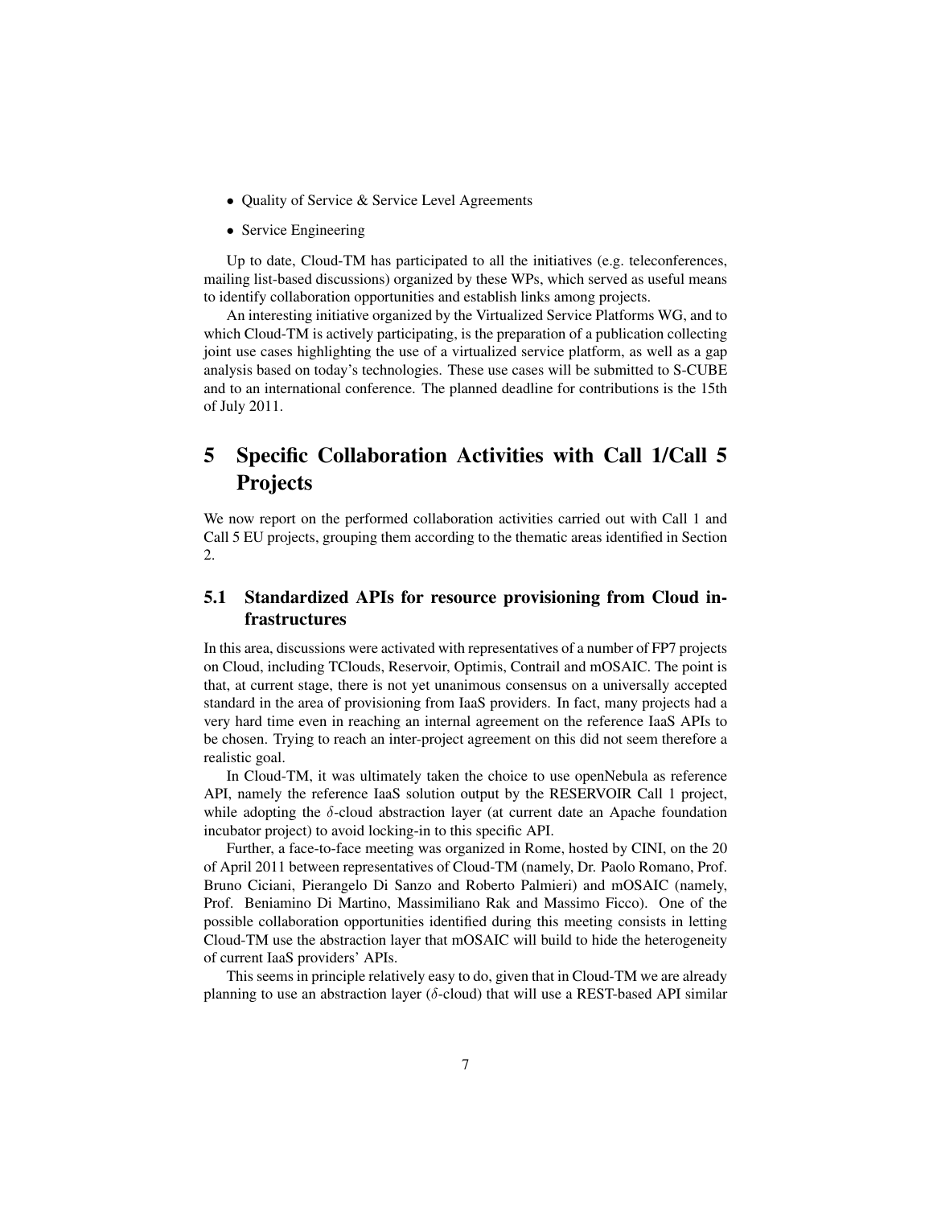- Quality of Service & Service Level Agreements
- Service Engineering

Up to date, Cloud-TM has participated to all the initiatives (e.g. teleconferences, mailing list-based discussions) organized by these WPs, which served as useful means to identify collaboration opportunities and establish links among projects.

An interesting initiative organized by the Virtualized Service Platforms WG, and to which Cloud-TM is actively participating, is the preparation of a publication collecting joint use cases highlighting the use of a virtualized service platform, as well as a gap analysis based on today's technologies. These use cases will be submitted to S-CUBE and to an international conference. The planned deadline for contributions is the 15th of July 2011.

# 5 Specific Collaboration Activities with Call 1/Call 5 Projects

We now report on the performed collaboration activities carried out with Call 1 and Call 5 EU projects, grouping them according to the thematic areas identified in Section 2.

## 5.1 Standardized APIs for resource provisioning from Cloud infrastructures

In this area, discussions were activated with representatives of a number of FP7 projects on Cloud, including TClouds, Reservoir, Optimis, Contrail and mOSAIC. The point is that, at current stage, there is not yet unanimous consensus on a universally accepted standard in the area of provisioning from IaaS providers. In fact, many projects had a very hard time even in reaching an internal agreement on the reference IaaS APIs to be chosen. Trying to reach an inter-project agreement on this did not seem therefore a realistic goal.

In Cloud-TM, it was ultimately taken the choice to use openNebula as reference API, namely the reference IaaS solution output by the RESERVOIR Call 1 project, while adopting the $\delta$-cloud abstraction layer (at current date an Apache foundation incubator project) to avoid locking-in to this specific API.

Further, a face-to-face meeting was organized in Rome, hosted by CINI, on the 20 of April 2011 between representatives of Cloud-TM (namely, Dr. Paolo Romano, Prof. Bruno Ciciani, Pierangelo Di Sanzo and Roberto Palmieri) and mOSAIC (namely, Prof. Beniamino Di Martino, Massimiliano Rak and Massimo Ficco). One of the possible collaboration opportunities identified during this meeting consists in letting Cloud-TM use the abstraction layer that mOSAIC will build to hide the heterogeneity of current IaaS providers' APIs.

This seems in principle relatively easy to do, given that in Cloud-TM we are already planning to use an abstraction layer ($\delta$-cloud) that will use a REST-based API similar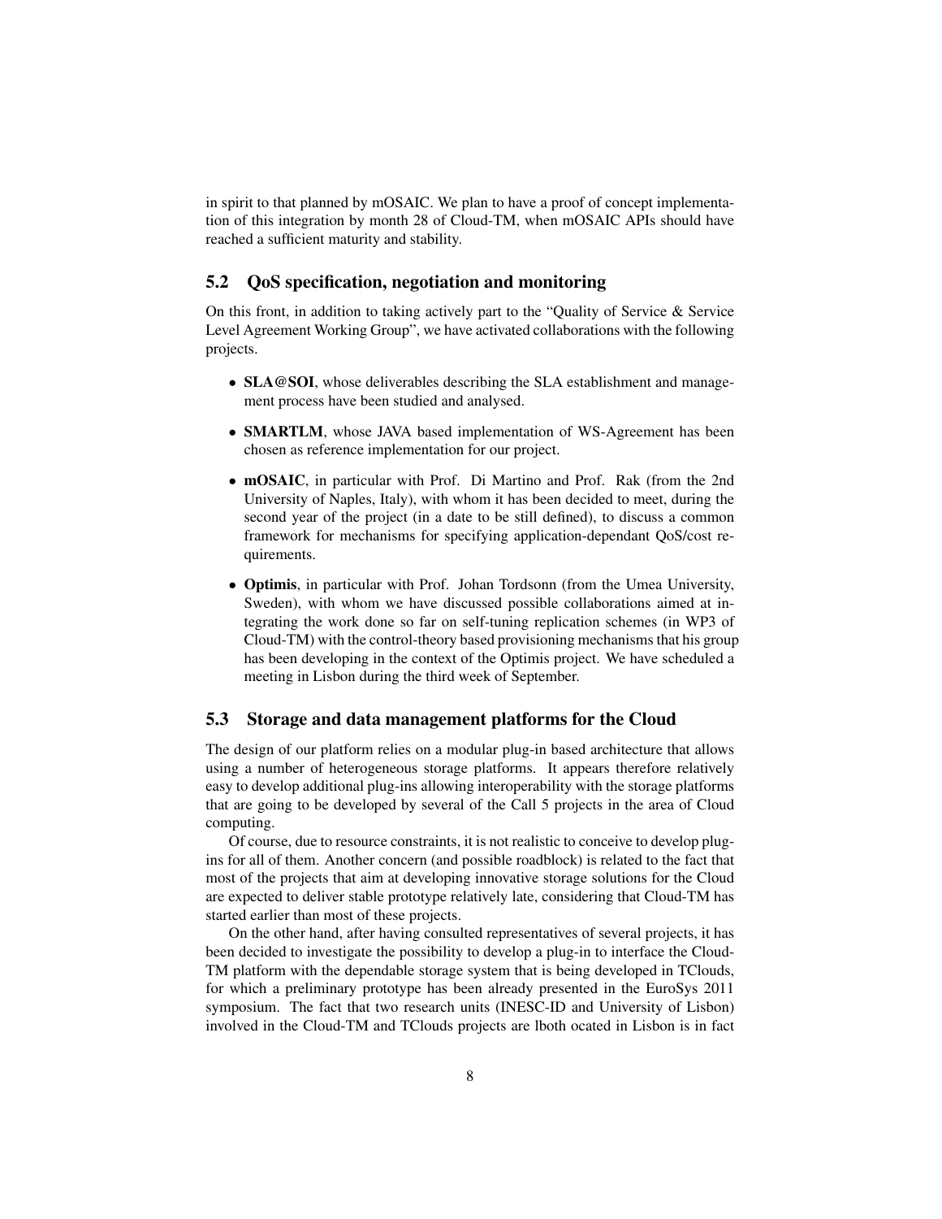in spirit to that planned by mOSAIC. We plan to have a proof of concept implementation of this integration by month 28 of Cloud-TM, when mOSAIC APIs should have reached a sufficient maturity and stability.

## 5.2 QoS specification, negotiation and monitoring

On this front, in addition to taking actively part to the "Quality of Service & Service Level Agreement Working Group", we have activated collaborations with the following projects.

- **SLA@SOI**, whose deliverables describing the SLA establishment and management process have been studied and analysed.
- **SMARTLM**, whose JAVA based implementation of WS-Agreement has been chosen as reference implementation for our project.
- **mOSAIC**, in particular with Prof. Di Martino and Prof. Rak (from the 2nd University of Naples, Italy), with whom it has been decided to meet, during the second year of the project (in a date to be still defined), to discuss a common framework for mechanisms for specifying application-dependant QoS/cost requirements.
- **Optimis**, in particular with Prof. Johan Tordsonn (from the Umea University, Sweden), with whom we have discussed possible collaborations aimed at integrating the work done so far on self-tuning replication schemes (in WP3 of Cloud-TM) with the control-theory based provisioning mechanisms that his group has been developing in the context of the Optimis project. We have scheduled a meeting in Lisbon during the third week of September.

## 5.3 Storage and data management platforms for the Cloud

The design of our platform relies on a modular plug-in based architecture that allows using a number of heterogeneous storage platforms. It appears therefore relatively easy to develop additional plug-ins allowing interoperability with the storage platforms that are going to be developed by several of the Call 5 projects in the area of Cloud computing.

Of course, due to resource constraints, it is not realistic to conceive to develop plug-ins for all of them. Another concern (and possible roadblock) is related to the fact that most of the projects that aim at developing innovative storage solutions for the Cloud are expected to deliver stable prototype relatively late, considering that Cloud-TM has started earlier than most of these projects.

On the other hand, after having consulted representatives of several projects, it has been decided to investigate the possibility to develop a plug-in to interface the Cloud-TM platform with the dependable storage system that is being developed in TClouds, for which a preliminary prototype has been already presented in the EuroSys 2011 symposium. The fact that two research units (INESC-ID and University of Lisbon) involved in the Cloud-TM and TClouds projects are lboth ocated in Lisbon is in fact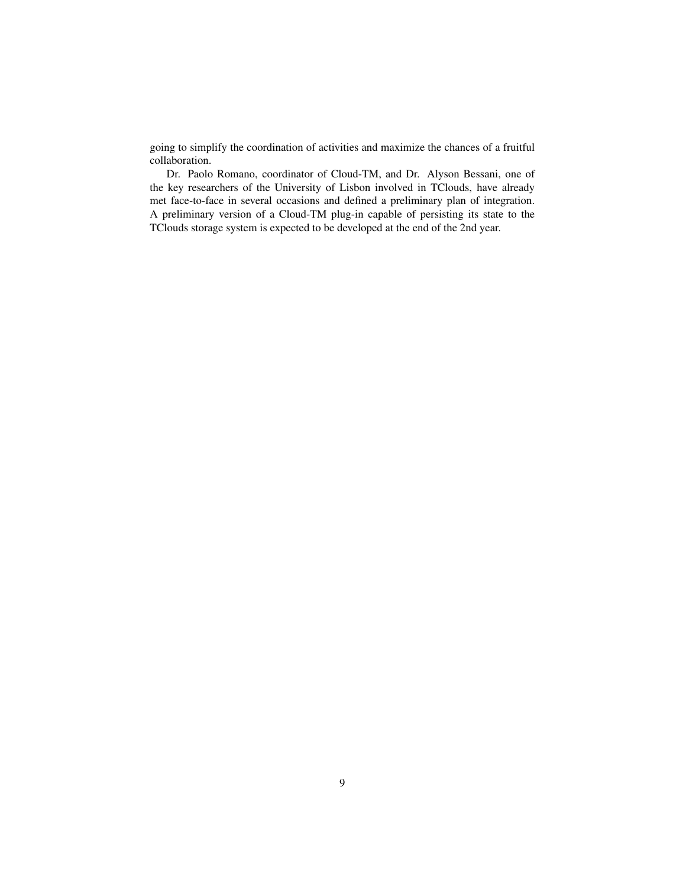going to simplify the coordination of activities and maximize the chances of a fruitful collaboration.

Dr. Paolo Romano, coordinator of Cloud-TM, and Dr. Alyson Bessani, one of the key researchers of the University of Lisbon involved in TClouds, have already met face-to-face in several occasions and defined a preliminary plan of integration. A preliminary version of a Cloud-TM plug-in capable of persisting its state to the TClouds storage system is expected to be developed at the end of the 2nd year.